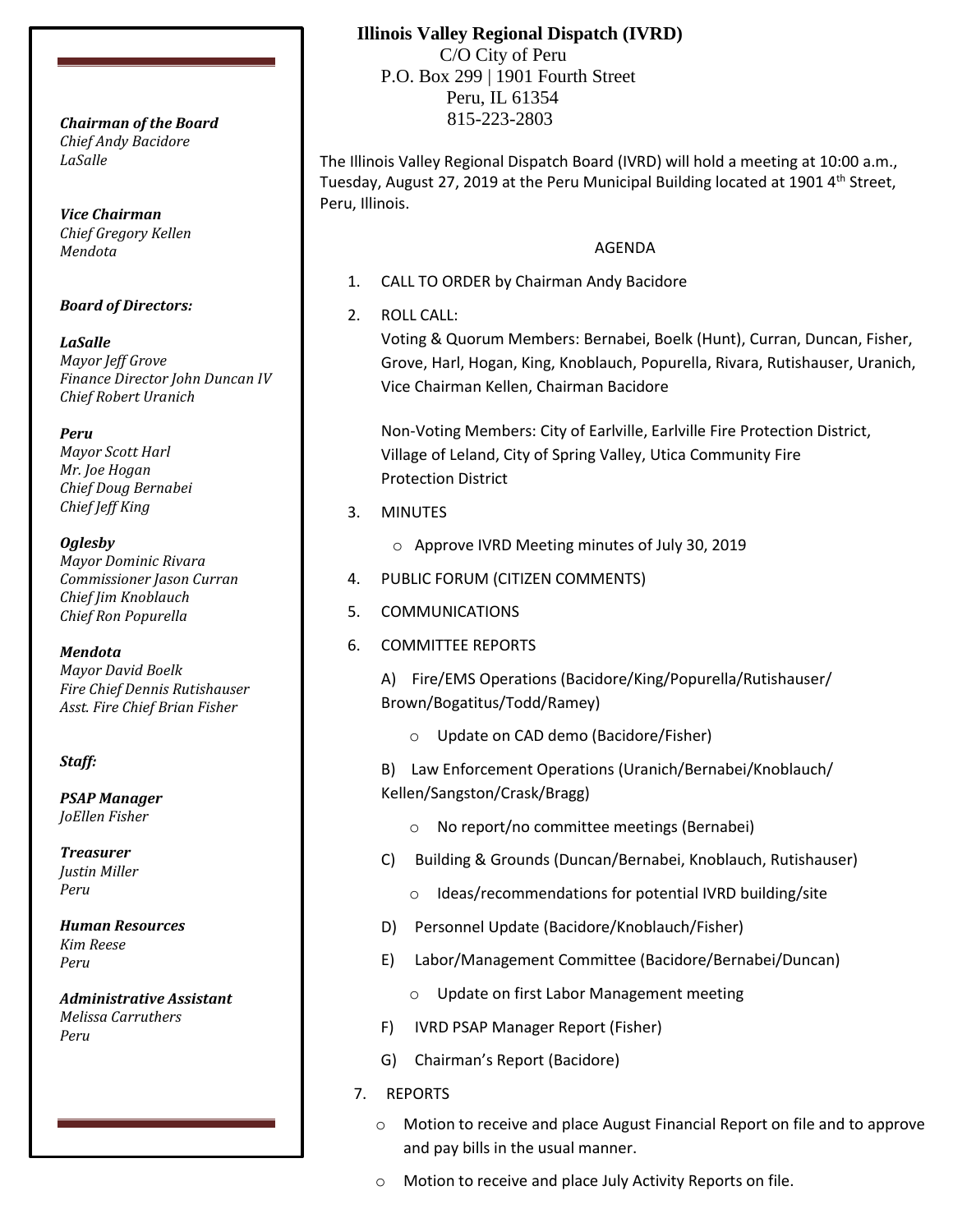**Illinois Valley Regional Dispatch (IVRD)**
C/O City of Peru
P.O. Box 299 | 1901 Fourth Street
Peru, IL 61354
815-223-2803

***Chairman of the Board***
*Chief Andy Bacidore*
*LaSalle*

***Vice Chairman***
*Chief Gregory Kellen*
*Mendota*

***Board of Directors:***

***LaSalle***
*Mayor Jeff Grove*
*Finance Director John Duncan IV*
*Chief Robert Uranich*

***Peru***
*Mayor Scott Harl*
*Mr. Joe Hogan*
*Chief Doug Bernabei*
*Chief Jeff King*

***Oglesby***
*Mayor Dominic Rivara*
*Commissioner Jason Curran*
*Chief Jim Knoblauch*
*Chief Ron Popurella*

***Mendota***
*Mayor David Boelk*
*Fire Chief Dennis Rutishauser*
*Asst. Fire Chief Brian Fisher*

***Staff:***

***PSAP Manager***
*JoEllen Fisher*

***Treasurer***
*Justin Miller*
*Peru*

***Human Resources***
*Kim Reese*
*Peru*

***Administrative Assistant***
*Melissa Carruthers*
*Peru*

The Illinois Valley Regional Dispatch Board (IVRD) will hold a meeting at 10:00 a.m., Tuesday, August 27, 2019 at the Peru Municipal Building located at 1901 4th Street, Peru, Illinois.

AGENDA

1. CALL TO ORDER by Chairman Andy Bacidore
2. ROLL CALL:
   Voting & Quorum Members: Bernabei, Boelk (Hunt), Curran, Duncan, Fisher, Grove, Harl, Hogan, King, Knoblauch, Popurella, Rivara, Rutishauser, Uranich, Vice Chairman Kellen, Chairman Bacidore

   Non-Voting Members: City of Earlville, Earlville Fire Protection District, Village of Leland, City of Spring Valley, Utica Community Fire Protection District
3. MINUTES
   - Approve IVRD Meeting minutes of July 30, 2019
4. PUBLIC FORUM (CITIZEN COMMENTS)
5. COMMUNICATIONS
6. COMMITTEE REPORTS

   A) Fire/EMS Operations (Bacidore/King/Popurella/Rutishauser/Brown/Bogatitus/Todd/Ramey)
   - Update on CAD demo (Bacidore/Fisher)

   B) Law Enforcement Operations (Uranich/Bernabei/Knoblauch/Kellen/Sangston/Crask/Bragg)
   - No report/no committee meetings (Bernabei)

   C) Building & Grounds (Duncan/Bernabei, Knoblauch, Rutishauser)
   - Ideas/recommendations for potential IVRD building/site

   D) Personnel Update (Bacidore/Knoblauch/Fisher)

   E) Labor/Management Committee (Bacidore/Bernabei/Duncan)
   - Update on first Labor Management meeting

   F) IVRD PSAP Manager Report (Fisher)

   G) Chairman's Report (Bacidore)
7. REPORTS
   - Motion to receive and place August Financial Report on file and to approve and pay bills in the usual manner.
   - Motion to receive and place July Activity Reports on file.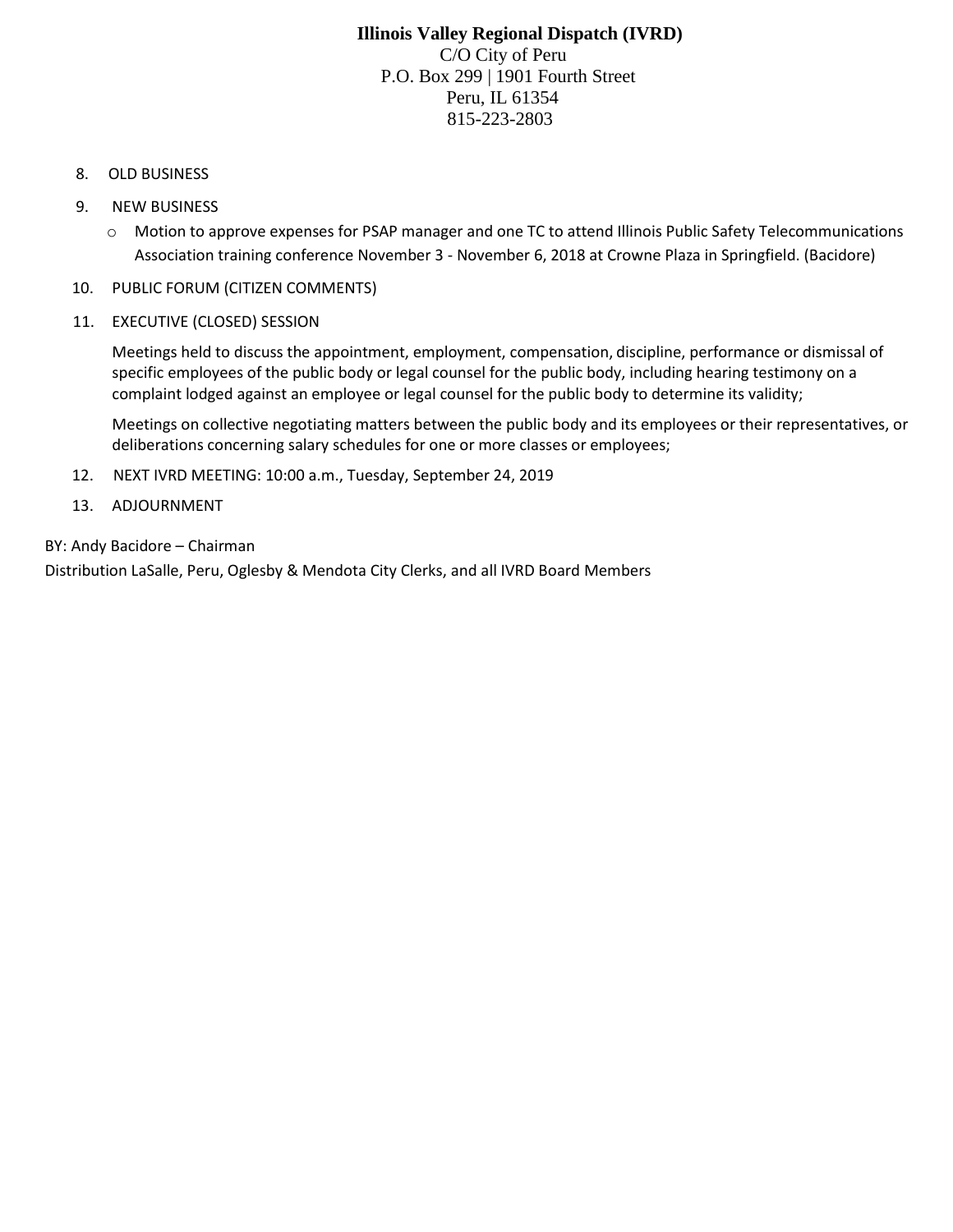**Illinois Valley Regional Dispatch (IVRD)**
C/O City of Peru
P.O. Box 299 | 1901 Fourth Street
Peru, IL 61354
815-223-2803

8. OLD BUSINESS
9. NEW BUSINESS
   - Motion to approve expenses for PSAP manager and one TC to attend Illinois Public Safety Telecommunications Association training conference November 3 - November 6, 2018 at Crowne Plaza in Springfield. (Bacidore)
10. PUBLIC FORUM (CITIZEN COMMENTS)
11. EXECUTIVE (CLOSED) SESSION

    Meetings held to discuss the appointment, employment, compensation, discipline, performance or dismissal of specific employees of the public body or legal counsel for the public body, including hearing testimony on a complaint lodged against an employee or legal counsel for the public body to determine its validity;

    Meetings on collective negotiating matters between the public body and its employees or their representatives, or deliberations concerning salary schedules for one or more classes or employees;
12. NEXT IVRD MEETING: 10:00 a.m., Tuesday, September 24, 2019
13. ADJOURNMENT

BY: Andy Bacidore – Chairman
Distribution LaSalle, Peru, Oglesby & Mendota City Clerks, and all IVRD Board Members